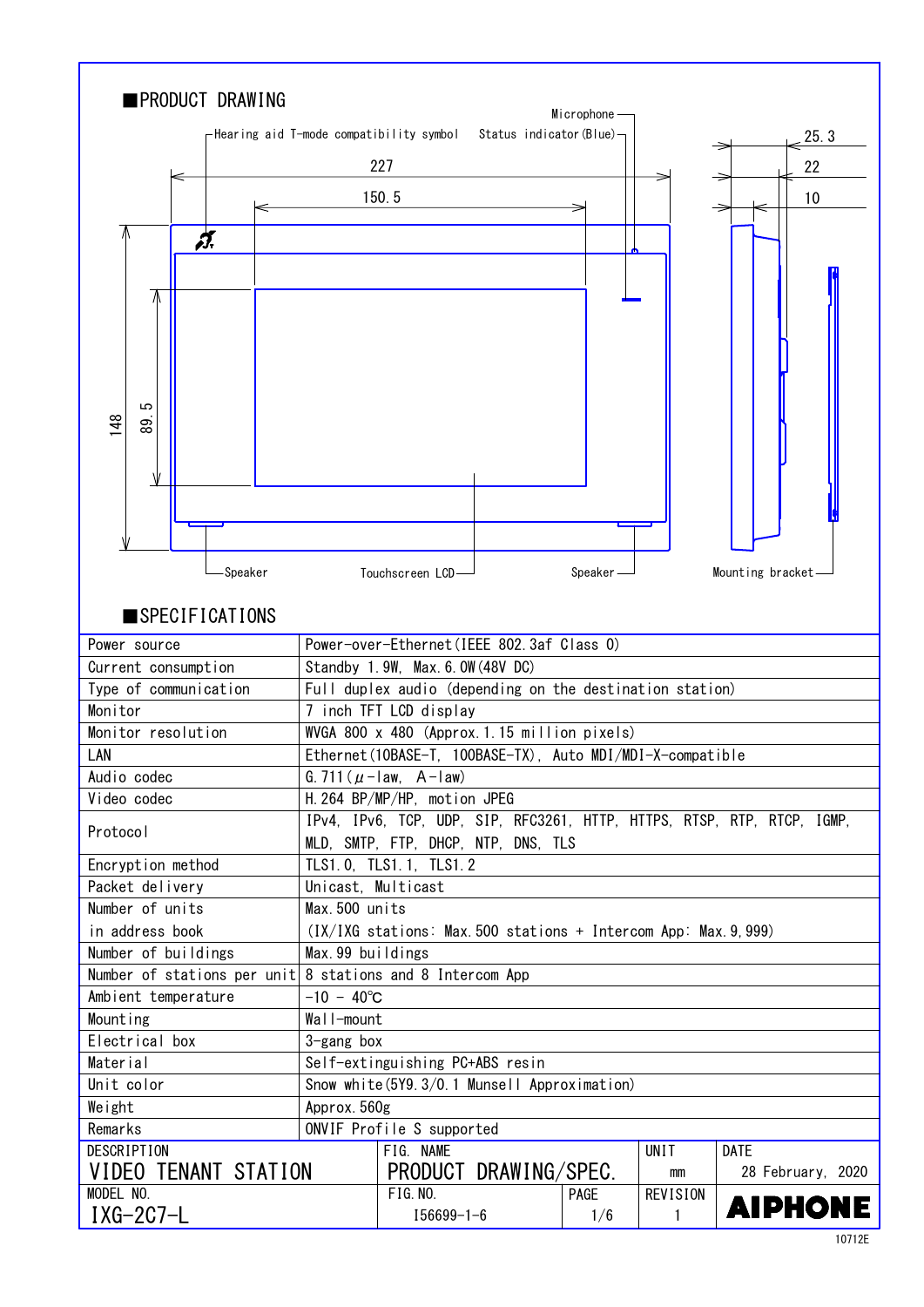## ■PRODUCT DRAWING

Hearing aid T-mode compatibility symbol
Status indicator (Blue)
Microphone
227
150.5
25.3
22
10
148
89.5
Speaker
Touchscreen LCD
Speaker
Mounting bracket

## ■SPECIFICATIONS

| | |
|---|---|
| Power source | Power-over-Ethernet (IEEE 802.3af Class 0) |
| Current consumption | Standby 1.9W, Max.6.0W (48V DC) |
| Type of communication | Full duplex audio (depending on the destination station) |
| Monitor | 7 inch TFT LCD display |
| Monitor resolution | WVGA 800 x 480 (Approx.1.15 million pixels) |
| LAN | Ethernet (10BASE-T, 100BASE-TX), Auto MDI/MDI-X-compatible |
| Audio codec | G.711 (μ-law, A-law) |
| Video codec | H.264 BP/MP/HP, motion JPEG |
| Protocol | IPv4, IPv6, TCP, UDP, SIP, RFC3261, HTTP, HTTPS, RTSP, RTP, RTCP, IGMP, MLD, SMTP, FTP, DHCP, NTP, DNS, TLS |
| Encryption method | TLS1.0, TLS1.1, TLS1.2 |
| Packet delivery | Unicast, Multicast |
| Number of units in address book | Max.500 units (IX/IXG stations: Max.500 stations + Intercom App: Max.9,999) |
| Number of buildings | Max.99 buildings |
| Number of stations per unit | 8 stations and 8 Intercom App |
| Ambient temperature | -10 - 40℃ |
| Mounting | Wall-mount |
| Electrical box | 3-gang box |
| Material | Self-extinguishing PC+ABS resin |
| Unit color | Snow white (5Y9.3/0.1 Munsell Approximation) |
| Weight | Approx.560g |
| Remarks | ONVIF Profile S supported |

| DESCRIPTION | FIG. NAME | | UNIT | DATE |
|---|---|---|---|---|
| VIDEO TENANT STATION | PRODUCT DRAWING/SPEC. | | mm | 28 February, 2020 |
| MODEL NO. | FIG.NO. | PAGE | REVISION | |
| IXG-2C7-L | I56699-1-6 | 1/6 | 1 | AIPHONE |

10712E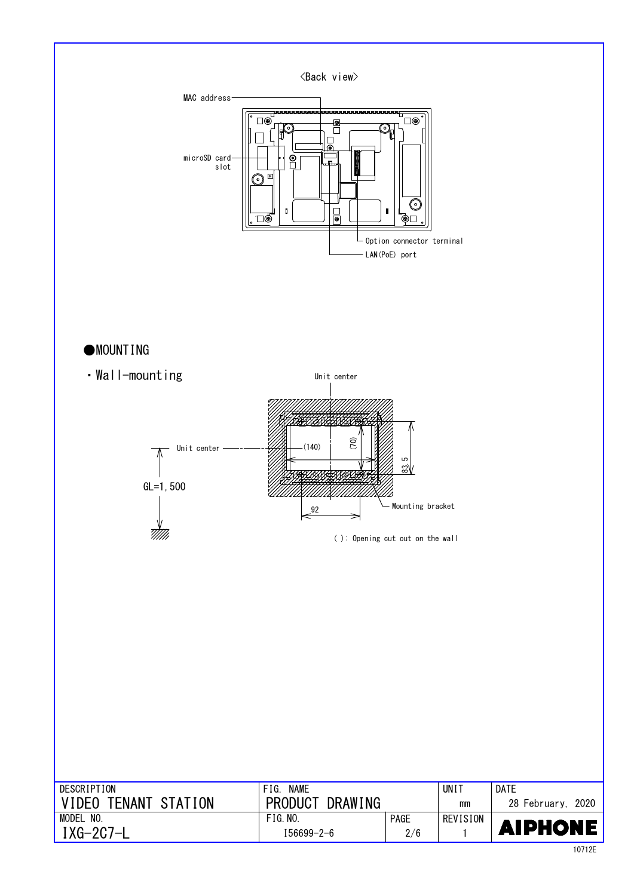<Back view>

MAC address

microSD card slot

Option connector terminal

LAN(PoE) port

## ●MOUNTING

・Wall-mounting

Unit center

Unit center

GL=1,500

(140)

(70)

83.5

92

Mounting bracket

( ): Opening cut out on the wall

| DESCRIPTION | FIG. NAME | | UNIT | DATE |
|---|---|---|---|---|
| VIDEO TENANT STATION | PRODUCT DRAWING | | mm | 28 February, 2020 |
| MODEL NO. | FIG.NO. | PAGE | REVISION | |
| IXG-2C7-L | I56699-2-6 | 2/6 | 1 | AIPHONE |

10712E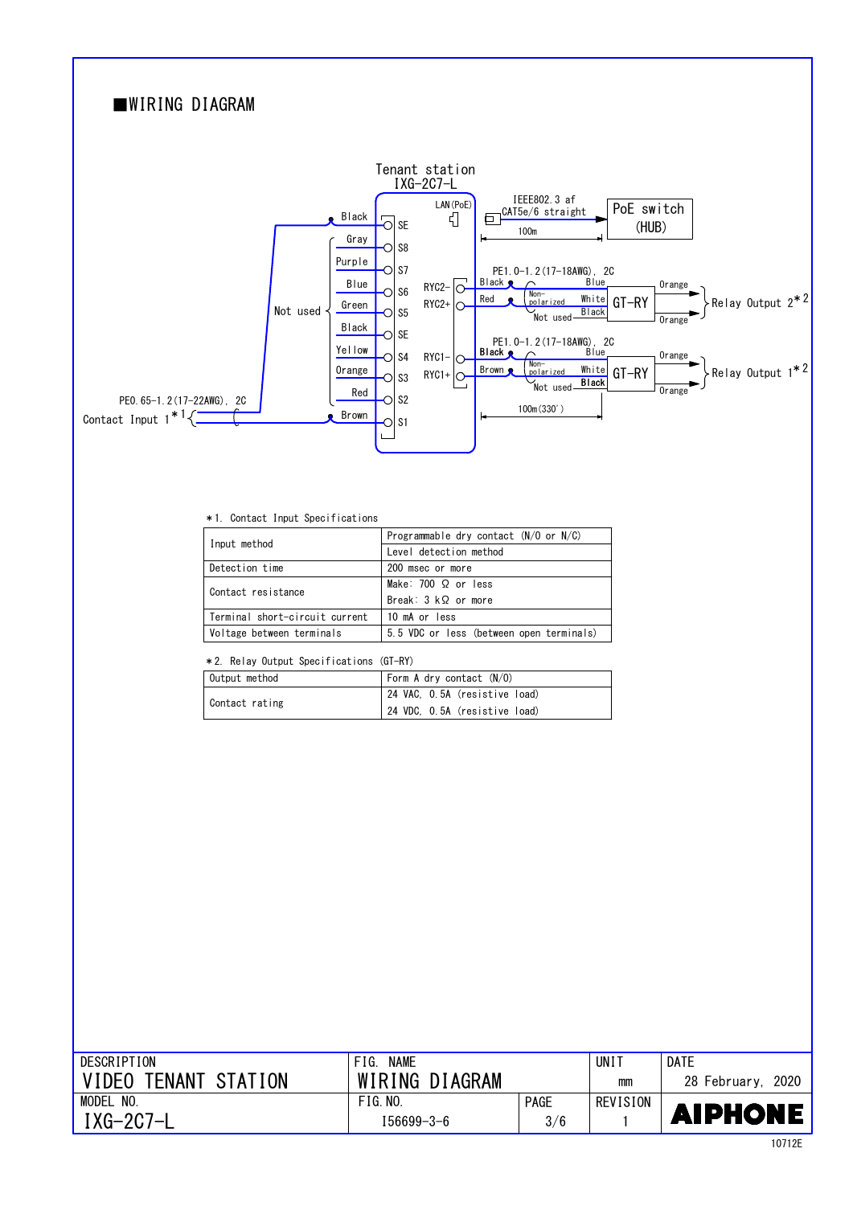## ■WIRING DIAGRAM

Tenant station
IXG-2C7-L

LAN(PoE)

IEEE802.3 af
CAT5e/6 straight
100m

PoE switch
(HUB)

Black — SE
Gray — S8
Purple — S7
Blue — S6
Green — S5
Black — SE
Yellow — S4
Orange — S3
Red — S2
Brown — S1

Not used

PE0.65-1.2(17-22AWG), 2C
Contact Input 1*1

RYC2-
RYC2+
RYC1-
RYC1+

PE1.0-1.2(17-18AWG), 2C
Black, Red — Non-polarized — Blue, White, Black (Not used) — GT-RY — Orange, Orange — Relay Output 2*2

PE1.0-1.2(17-18AWG), 2C
Black, Brown — Non-polarized — Blue, White, Black (Not used) — GT-RY — Orange, Orange — Relay Output 1*2

100m(330')

*1. Contact Input Specifications

| | |
|---|---|
| Input method | Programmable dry contact (N/O or N/C) |
| | Level detection method |
| Detection time | 200 msec or more |
| Contact resistance | Make: 700 Ω or less |
| | Break: 3 kΩ or more |
| Terminal short-circuit current | 10 mA or less |
| Voltage between terminals | 5.5 VDC or less (between open terminals) |

*2. Relay Output Specifications (GT-RY)

| | |
|---|---|
| Output method | Form A dry contact (N/O) |
| Contact rating | 24 VAC, 0.5A (resistive load) |
| | 24 VDC, 0.5A (resistive load) |

| DESCRIPTION | FIG. NAME | | UNIT | DATE |
|---|---|---|---|---|
| VIDEO TENANT STATION | WIRING DIAGRAM | | mm | 28 February, 2020 |
| MODEL NO. | FIG.NO. | PAGE | REVISION | |
| IXG-2C7-L | I56699-3-6 | 3/6 | 1 | AIPHONE |

10712E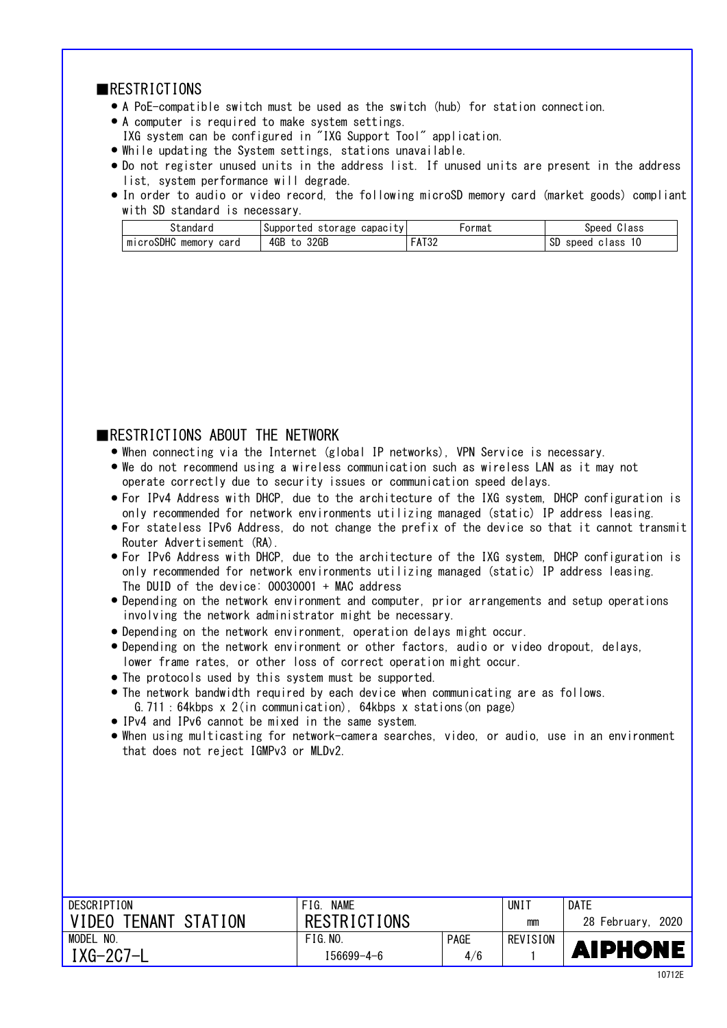## ■RESTRICTIONS

- A PoE-compatible switch must be used as the switch (hub) for station connection.
- A computer is required to make system settings.
  IXG system can be configured in "IXG Support Tool" application.
- While updating the System settings, stations unavailable.
- Do not register unused units in the address list. If unused units are present in the address list, system performance will degrade.
- In order to audio or video record, the following microSD memory card (market goods) compliant with SD standard is necessary.

| Standard | Supported storage capacity | Format | Speed Class |
|---|---|---|---|
| microSDHC memory card | 4GB to 32GB | FAT32 | SD speed class 10 |

## ■RESTRICTIONS ABOUT THE NETWORK

- When connecting via the Internet (global IP networks), VPN Service is necessary.
- We do not recommend using a wireless communication such as wireless LAN as it may not operate correctly due to security issues or communication speed delays.
- For IPv4 Address with DHCP, due to the architecture of the IXG system, DHCP configuration is only recommended for network environments utilizing managed (static) IP address leasing.
- For stateless IPv6 Address, do not change the prefix of the device so that it cannot transmit Router Advertisement (RA).
- For IPv6 Address with DHCP, due to the architecture of the IXG system, DHCP configuration is only recommended for network environments utilizing managed (static) IP address leasing.
  The DUID of the device: 00030001 + MAC address
- Depending on the network environment and computer, prior arrangements and setup operations involving the network administrator might be necessary.
- Depending on the network environment, operation delays might occur.
- Depending on the network environment or other factors, audio or video dropout, delays, lower frame rates, or other loss of correct operation might occur.
- The protocols used by this system must be supported.
- The network bandwidth required by each device when communicating are as follows.
  G.711 : 64kbps x 2(in communication), 64kbps x stations(on page)
- IPv4 and IPv6 cannot be mixed in the same system.
- When using multicasting for network-camera searches, video, or audio, use in an environment that does not reject IGMPv3 or MLDv2.

| DESCRIPTION | FIG. NAME | | UNIT | DATE |
|---|---|---|---|---|
| VIDEO TENANT STATION | RESTRICTIONS | | mm | 28 February, 2020 |
| MODEL NO. | FIG.NO. | PAGE | REVISION | |
| IXG-2C7-L | I56699-4-6 | 4/6 | 1 | AIPHONE |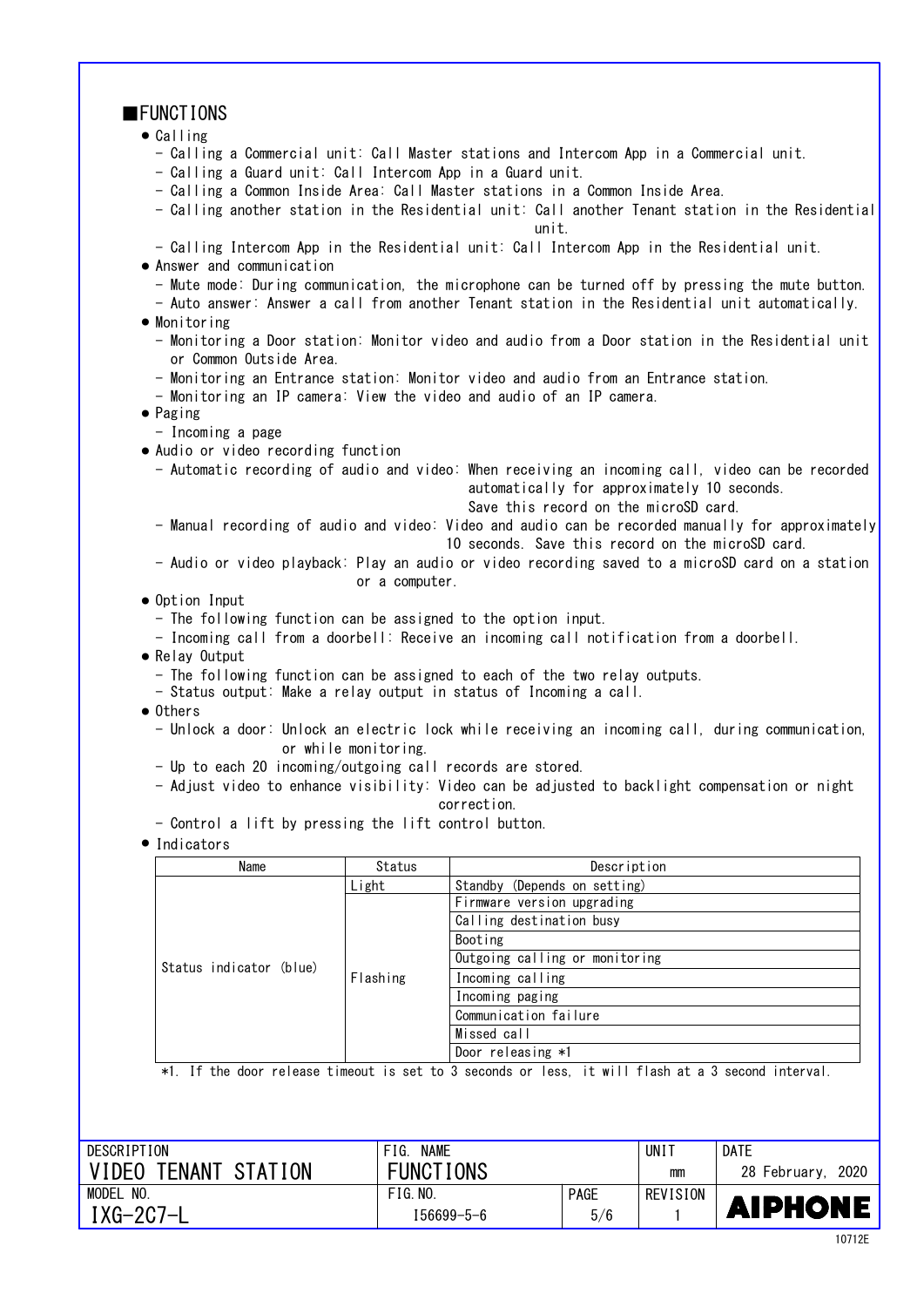## ■FUNCTIONS

- Calling
  - Calling a Commercial unit: Call Master stations and Intercom App in a Commercial unit.
  - Calling a Guard unit: Call Intercom App in a Guard unit.
  - Calling a Common Inside Area: Call Master stations in a Common Inside Area.
  - Calling another station in the Residential unit: Call another Tenant station in the Residential unit.
  - Calling Intercom App in the Residential unit: Call Intercom App in the Residential unit.
- Answer and communication
  - Mute mode: During communication, the microphone can be turned off by pressing the mute button.
  - Auto answer: Answer a call from another Tenant station in the Residential unit automatically.
- Monitoring
  - Monitoring a Door station: Monitor video and audio from a Door station in the Residential unit or Common Outside Area.
  - Monitoring an Entrance station: Monitor video and audio from an Entrance station.
  - Monitoring an IP camera: View the video and audio of an IP camera.
- Paging
  - Incoming a page
- Audio or video recording function
  - Automatic recording of audio and video: When receiving an incoming call, video can be recorded automatically for approximately 10 seconds. Save this record on the microSD card.
  - Manual recording of audio and video: Video and audio can be recorded manually for approximately 10 seconds. Save this record on the microSD card.
  - Audio or video playback: Play an audio or video recording saved to a microSD card on a station or a computer.
- Option Input
  - The following function can be assigned to the option input.
  - Incoming call from a doorbell: Receive an incoming call notification from a doorbell.
- Relay Output
  - The following function can be assigned to each of the two relay outputs.
  - Status output: Make a relay output in status of Incoming a call.
- Others
  - Unlock a door: Unlock an electric lock while receiving an incoming call, during communication, or while monitoring.
  - Up to each 20 incoming/outgoing call records are stored.
  - Adjust video to enhance visibility: Video can be adjusted to backlight compensation or night correction.
  - Control a lift by pressing the lift control button.
- Indicators

| Name | Status | Description |
|---|---|---|
| Status indicator (blue) | Light | Standby (Depends on setting) |
| | Flashing | Firmware version upgrading |
| | | Calling destination busy |
| | | Booting |
| | | Outgoing calling or monitoring |
| | | Incoming calling |
| | | Incoming paging |
| | | Communication failure |
| | | Missed call |
| | | Door releasing *1 |

*1. If the door release timeout is set to 3 seconds or less, it will flash at a 3 second interval.

| DESCRIPTION | FIG. NAME | | UNIT | DATE |
|---|---|---|---|---|
| VIDEO TENANT STATION | FUNCTIONS | | mm | 28 February, 2020 |
| MODEL NO. | FIG.NO. | PAGE | REVISION | |
| IXG-2C7-L | I56699-5-6 | 5/6 | 1 | AIPHONE |

10712E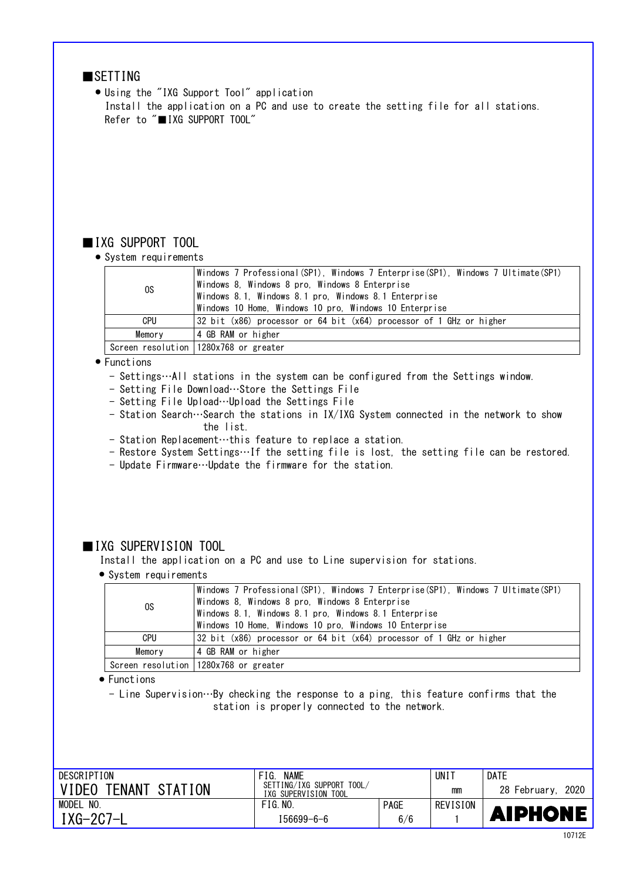## ■SETTING

- Using the "IXG Support Tool" application
  Install the application on a PC and use to create the setting file for all stations.
  Refer to "■IXG SUPPORT TOOL"

## ■IXG SUPPORT TOOL

- System requirements

| | |
|---|---|
| OS | Windows 7 Professional(SP1), Windows 7 Enterprise(SP1), Windows 7 Ultimate(SP1)<br>Windows 8, Windows 8 pro, Windows 8 Enterprise<br>Windows 8.1, Windows 8.1 pro, Windows 8.1 Enterprise<br>Windows 10 Home, Windows 10 pro, Windows 10 Enterprise |
| CPU | 32 bit (x86) processor or 64 bit (x64) processor of 1 GHz or higher |
| Memory | 4 GB RAM or higher |
| Screen resolution | 1280x768 or greater |

- Functions
  - Settings…All stations in the system can be configured from the Settings window.
  - Setting File Download…Store the Settings File
  - Setting File Upload…Upload the Settings File
  - Station Search…Search the stations in IX/IXG System connected in the network to show the list.
  - Station Replacement…this feature to replace a station.
  - Restore System Settings…If the setting file is lost, the setting file can be restored.
  - Update Firmware…Update the firmware for the station.

## ■IXG SUPERVISION TOOL

Install the application on a PC and use to Line supervision for stations.

- System requirements

| | |
|---|---|
| OS | Windows 7 Professional(SP1), Windows 7 Enterprise(SP1), Windows 7 Ultimate(SP1)<br>Windows 8, Windows 8 pro, Windows 8 Enterprise<br>Windows 8.1, Windows 8.1 pro, Windows 8.1 Enterprise<br>Windows 10 Home, Windows 10 pro, Windows 10 Enterprise |
| CPU | 32 bit (x86) processor or 64 bit (x64) processor of 1 GHz or higher |
| Memory | 4 GB RAM or higher |
| Screen resolution | 1280x768 or greater |

- Functions
  - Line Supervision…By checking the response to a ping, this feature confirms that the station is properly connected to the network.

| DESCRIPTION | FIG. NAME | | UNIT | DATE |
|---|---|---|---|---|
| VIDEO TENANT STATION | SETTING/IXG SUPPORT TOOL/ IXG SUPERVISION TOOL | | mm | 28 February, 2020 |
| MODEL NO. | FIG.NO. | PAGE | REVISION | |
| IXG-2C7-L | I56699-6-6 | 6/6 | 1 | AIPHONE |

10712E